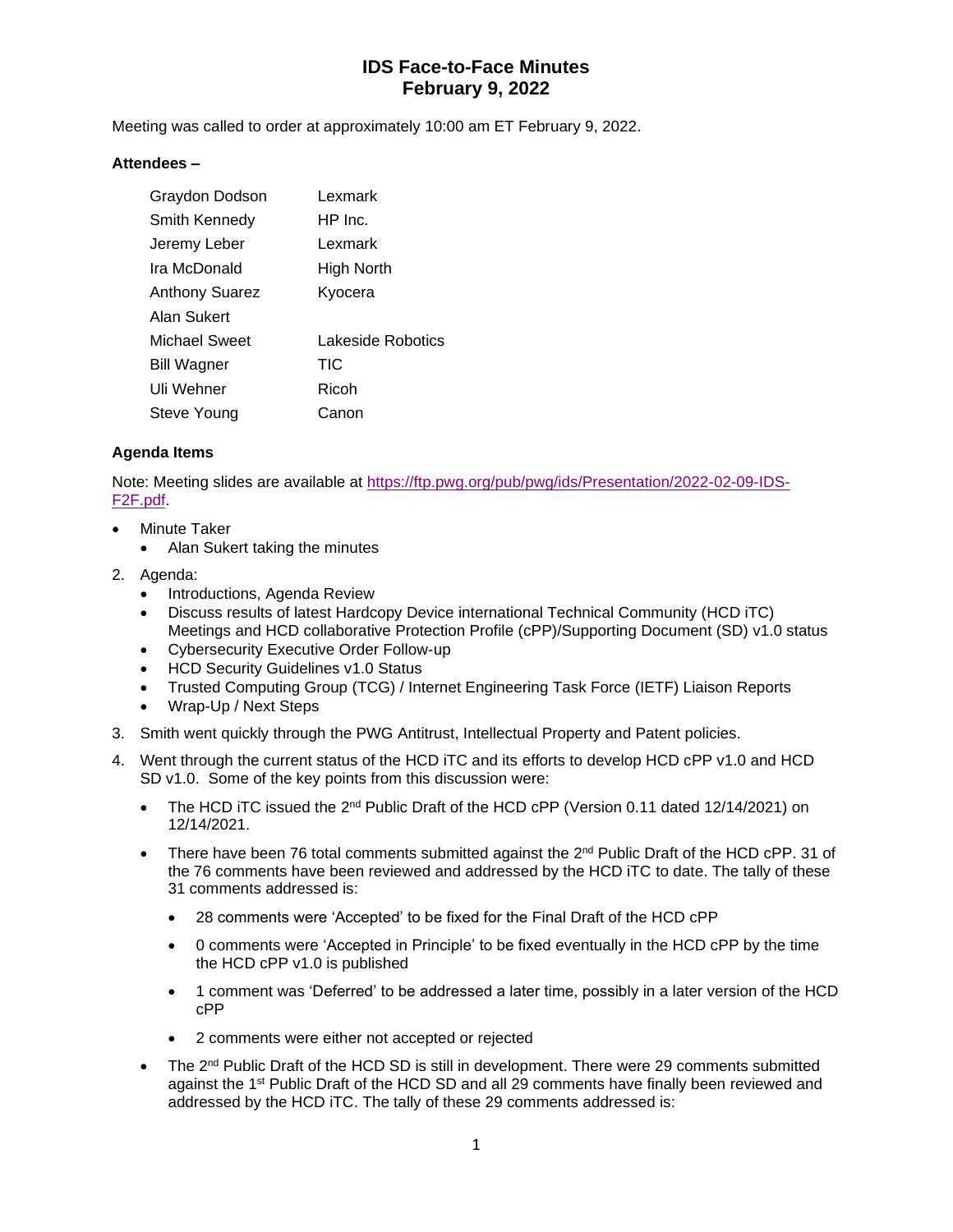# IDS Face-to-Face Minutes
# February 9, 2022

Meeting was called to order at approximately 10:00 am ET February 9, 2022.

**Attendees –**

| | |
|---|---|
| Graydon Dodson | Lexmark |
| Smith Kennedy | HP Inc. |
| Jeremy Leber | Lexmark |
| Ira McDonald | High North |
| Anthony Suarez | Kyocera |
| Alan Sukert | |
| Michael Sweet | Lakeside Robotics |
| Bill Wagner | TIC |
| Uli Wehner | Ricoh |
| Steve Young | Canon |

**Agenda Items**

Note: Meeting slides are available at [https://ftp.pwg.org/pub/pwg/ids/Presentation/2022-02-09-IDS-F2F.pdf](https://ftp.pwg.org/pub/pwg/ids/Presentation/2022-02-09-IDS-F2F.pdf).

- Minute Taker
  - Alan Sukert taking the minutes

2. Agenda:
   - Introductions, Agenda Review
   - Discuss results of latest Hardcopy Device international Technical Community (HCD iTC) Meetings and HCD collaborative Protection Profile (cPP)/Supporting Document (SD) v1.0 status
   - Cybersecurity Executive Order Follow-up
   - HCD Security Guidelines v1.0 Status
   - Trusted Computing Group (TCG) / Internet Engineering Task Force (IETF) Liaison Reports
   - Wrap-Up / Next Steps

3. Smith went quickly through the PWG Antitrust, Intellectual Property and Patent policies.

4. Went through the current status of the HCD iTC and its efforts to develop HCD cPP v1.0 and HCD SD v1.0. Some of the key points from this discussion were:

   - The HCD iTC issued the 2nd Public Draft of the HCD cPP (Version 0.11 dated 12/14/2021) on 12/14/2021.

   - There have been 76 total comments submitted against the 2nd Public Draft of the HCD cPP. 31 of the 76 comments have been reviewed and addressed by the HCD iTC to date. The tally of these 31 comments addressed is:

     - 28 comments were 'Accepted' to be fixed for the Final Draft of the HCD cPP

     - 0 comments were 'Accepted in Principle' to be fixed eventually in the HCD cPP by the time the HCD cPP v1.0 is published

     - 1 comment was 'Deferred' to be addressed a later time, possibly in a later version of the HCD cPP

     - 2 comments were either not accepted or rejected

   - The 2nd Public Draft of the HCD SD is still in development. There were 29 comments submitted against the 1st Public Draft of the HCD SD and all 29 comments have finally been reviewed and addressed by the HCD iTC. The tally of these 29 comments addressed is: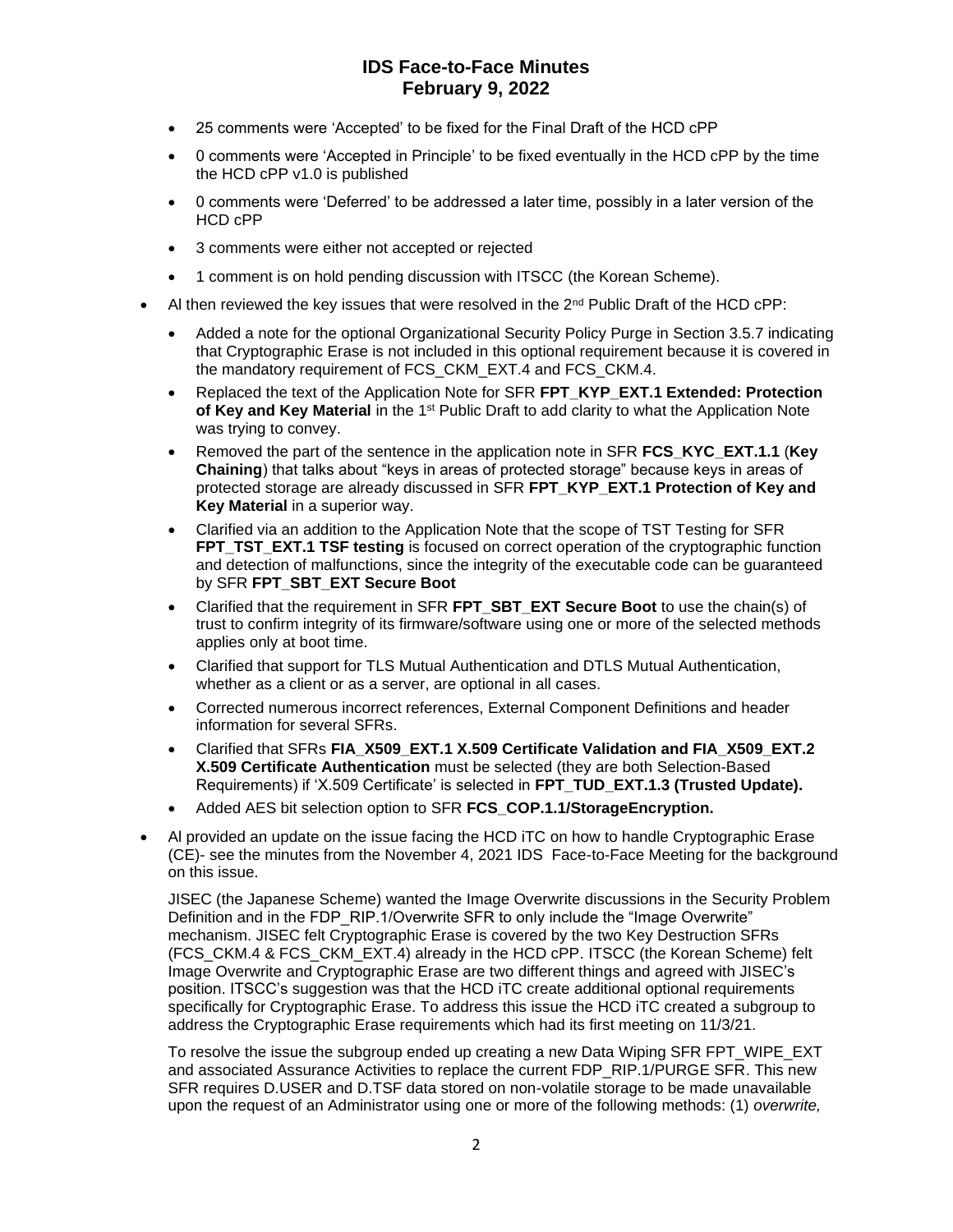- 25 comments were 'Accepted' to be fixed for the Final Draft of the HCD cPP
- 0 comments were 'Accepted in Principle' to be fixed eventually in the HCD cPP by the time the HCD cPP v1.0 is published
- 0 comments were 'Deferred' to be addressed a later time, possibly in a later version of the HCD cPP
- 3 comments were either not accepted or rejected
- 1 comment is on hold pending discussion with ITSCC (the Korean Scheme).

- Al then reviewed the key issues that were resolved in the 2nd Public Draft of the HCD cPP:
  - Added a note for the optional Organizational Security Policy Purge in Section 3.5.7 indicating that Cryptographic Erase is not included in this optional requirement because it is covered in the mandatory requirement of FCS_CKM_EXT.4 and FCS_CKM.4.
  - Replaced the text of the Application Note for SFR **FPT_KYP_EXT.1 Extended: Protection of Key and Key Material** in the 1st Public Draft to add clarity to what the Application Note was trying to convey.
  - Removed the part of the sentence in the application note in SFR **FCS_KYC_EXT.1.1** (**Key Chaining**) that talks about "keys in areas of protected storage" because keys in areas of protected storage are already discussed in SFR **FPT_KYP_EXT.1 Protection of Key and Key Material** in a superior way.
  - Clarified via an addition to the Application Note that the scope of TST Testing for SFR **FPT_TST_EXT.1 TSF testing** is focused on correct operation of the cryptographic function and detection of malfunctions, since the integrity of the executable code can be guaranteed by SFR **FPT_SBT_EXT Secure Boot**
  - Clarified that the requirement in SFR **FPT_SBT_EXT Secure Boot** to use the chain(s) of trust to confirm integrity of its firmware/software using one or more of the selected methods applies only at boot time.
  - Clarified that support for TLS Mutual Authentication and DTLS Mutual Authentication, whether as a client or as a server, are optional in all cases.
  - Corrected numerous incorrect references, External Component Definitions and header information for several SFRs.
  - Clarified that SFRs **FIA_X509_EXT.1 X.509 Certificate Validation and FIA_X509_EXT.2 X.509 Certificate Authentication** must be selected (they are both Selection-Based Requirements) if 'X.509 Certificate' is selected in **FPT_TUD_EXT.1.3 (Trusted Update).**
  - Added AES bit selection option to SFR **FCS_COP.1.1/StorageEncryption.**

- Al provided an update on the issue facing the HCD iTC on how to handle Cryptographic Erase (CE)- see the minutes from the November 4, 2021 IDS Face-to-Face Meeting for the background on this issue.

  JISEC (the Japanese Scheme) wanted the Image Overwrite discussions in the Security Problem Definition and in the FDP_RIP.1/Overwrite SFR to only include the "Image Overwrite" mechanism. JISEC felt Cryptographic Erase is covered by the two Key Destruction SFRs (FCS_CKM.4 & FCS_CKM_EXT.4) already in the HCD cPP. ITSCC (the Korean Scheme) felt Image Overwrite and Cryptographic Erase are two different things and agreed with JISEC's position. ITSCC's suggestion was that the HCD iTC create additional optional requirements specifically for Cryptographic Erase. To address this issue the HCD iTC created a subgroup to address the Cryptographic Erase requirements which had its first meeting on 11/3/21.

  To resolve the issue the subgroup ended up creating a new Data Wiping SFR FPT_WIPE_EXT and associated Assurance Activities to replace the current FDP_RIP.1/PURGE SFR. This new SFR requires D.USER and D.TSF data stored on non-volatile storage to be made unavailable upon the request of an Administrator using one or more of the following methods: (1) *overwrite,*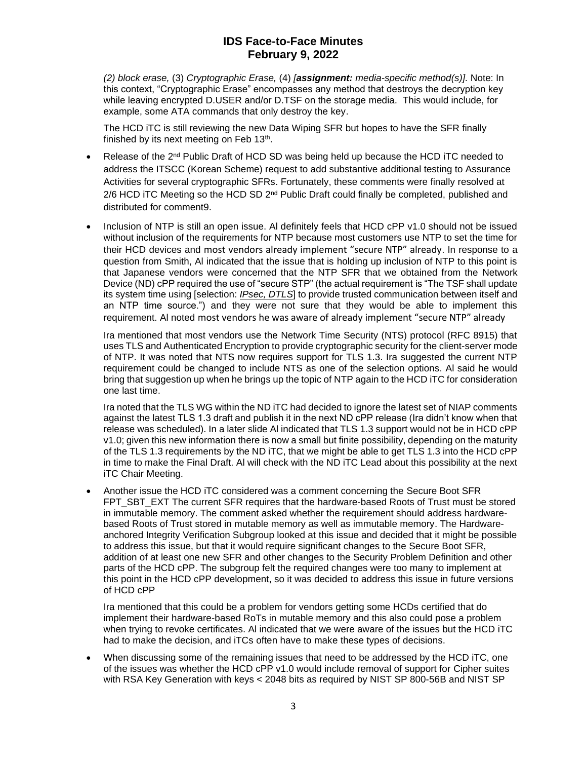*(2) block erase,* (3) *Cryptographic Erase,* (4) *[**assignment:** media-specific method(s)].* Note: In this context, "Cryptographic Erase" encompasses any method that destroys the decryption key while leaving encrypted D.USER and/or D.TSF on the storage media. This would include, for example, some ATA commands that only destroy the key.

The HCD iTC is still reviewing the new Data Wiping SFR but hopes to have the SFR finally finished by its next meeting on Feb 13th.

- Release of the 2nd Public Draft of HCD SD was being held up because the HCD iTC needed to address the ITSCC (Korean Scheme) request to add substantive additional testing to Assurance Activities for several cryptographic SFRs. Fortunately, these comments were finally resolved at 2/6 HCD iTC Meeting so the HCD SD 2nd Public Draft could finally be completed, published and distributed for comment9.

- Inclusion of NTP is still an open issue. Al definitely feels that HCD cPP v1.0 should not be issued without inclusion of the requirements for NTP because most customers use NTP to set the time for their HCD devices and most vendors already implement "secure NTP" already. In response to a question from Smith, Al indicated that the issue that is holding up inclusion of NTP to this point is that Japanese vendors were concerned that the NTP SFR that we obtained from the Network Device (ND) cPP required the use of "secure STP" (the actual requirement is "The TSF shall update its system time using [selection: *IPsec, DTLS*] to provide trusted communication between itself and an NTP time source.") and they were not sure that they would be able to implement this requirement. Al noted most vendors he was aware of already implement "secure NTP" already

  Ira mentioned that most vendors use the Network Time Security (NTS) protocol (RFC 8915) that uses TLS and Authenticated Encryption to provide cryptographic security for the client-server mode of NTP. It was noted that NTS now requires support for TLS 1.3. Ira suggested the current NTP requirement could be changed to include NTS as one of the selection options. Al said he would bring that suggestion up when he brings up the topic of NTP again to the HCD iTC for consideration one last time.

  Ira noted that the TLS WG within the ND iTC had decided to ignore the latest set of NIAP comments against the latest TLS 1.3 draft and publish it in the next ND cPP release (Ira didn't know when that release was scheduled). In a later slide Al indicated that TLS 1.3 support would not be in HCD cPP v1.0; given this new information there is now a small but finite possibility, depending on the maturity of the TLS 1.3 requirements by the ND iTC, that we might be able to get TLS 1.3 into the HCD cPP in time to make the Final Draft. Al will check with the ND iTC Lead about this possibility at the next iTC Chair Meeting.

- Another issue the HCD iTC considered was a comment concerning the Secure Boot SFR FPT_SBT_EXT The current SFR requires that the hardware-based Roots of Trust must be stored in immutable memory. The comment asked whether the requirement should address hardware-based Roots of Trust stored in mutable memory as well as immutable memory. The Hardware-anchored Integrity Verification Subgroup looked at this issue and decided that it might be possible to address this issue, but that it would require significant changes to the Secure Boot SFR, addition of at least one new SFR and other changes to the Security Problem Definition and other parts of the HCD cPP. The subgroup felt the required changes were too many to implement at this point in the HCD cPP development, so it was decided to address this issue in future versions of HCD cPP

  Ira mentioned that this could be a problem for vendors getting some HCDs certified that do implement their hardware-based RoTs in mutable memory and this also could pose a problem when trying to revoke certificates. Al indicated that we were aware of the issues but the HCD iTC had to make the decision, and iTCs often have to make these types of decisions.

- When discussing some of the remaining issues that need to be addressed by the HCD iTC, one of the issues was whether the HCD cPP v1.0 would include removal of support for Cipher suites with RSA Key Generation with keys < 2048 bits as required by NIST SP 800-56B and NIST SP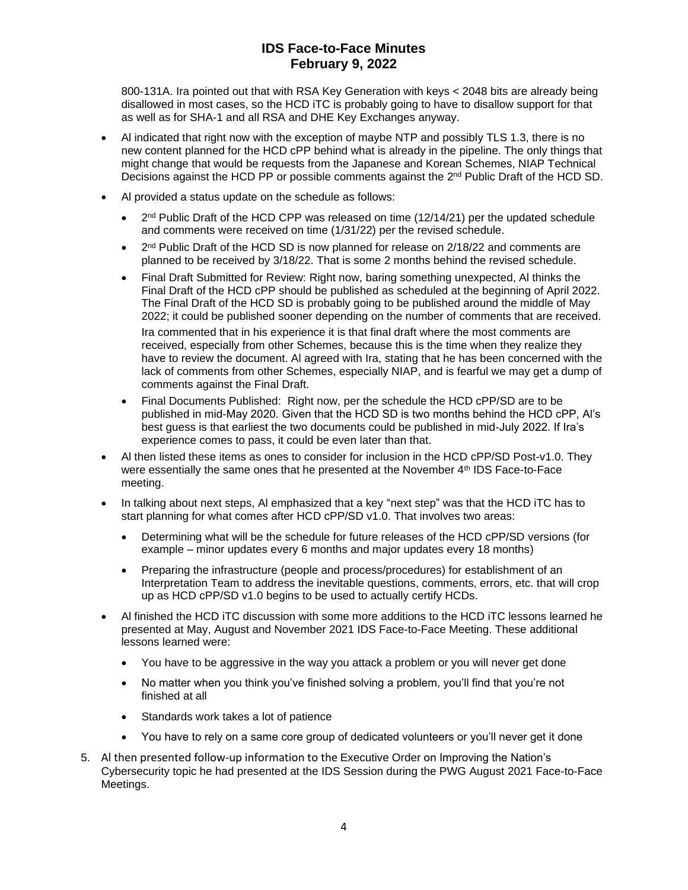800-131A. Ira pointed out that with RSA Key Generation with keys < 2048 bits are already being disallowed in most cases, so the HCD iTC is probably going to have to disallow support for that as well as for SHA-1 and all RSA and DHE Key Exchanges anyway.

- Al indicated that right now with the exception of maybe NTP and possibly TLS 1.3, there is no new content planned for the HCD cPP behind what is already in the pipeline. The only things that might change that would be requests from the Japanese and Korean Schemes, NIAP Technical Decisions against the HCD PP or possible comments against the 2nd Public Draft of the HCD SD.
- Al provided a status update on the schedule as follows:
  - 2nd Public Draft of the HCD CPP was released on time (12/14/21) per the updated schedule and comments were received on time (1/31/22) per the revised schedule.
  - 2nd Public Draft of the HCD SD is now planned for release on 2/18/22 and comments are planned to be received by 3/18/22. That is some 2 months behind the revised schedule.
  - Final Draft Submitted for Review: Right now, baring something unexpected, Al thinks the Final Draft of the HCD cPP should be published as scheduled at the beginning of April 2022. The Final Draft of the HCD SD is probably going to be published around the middle of May 2022; it could be published sooner depending on the number of comments that are received.

    Ira commented that in his experience it is that final draft where the most comments are received, especially from other Schemes, because this is the time when they realize they have to review the document. Al agreed with Ira, stating that he has been concerned with the lack of comments from other Schemes, especially NIAP, and is fearful we may get a dump of comments against the Final Draft.
  - Final Documents Published: Right now, per the schedule the HCD cPP/SD are to be published in mid-May 2020. Given that the HCD SD is two months behind the HCD cPP, Al's best guess is that earliest the two documents could be published in mid-July 2022. If Ira's experience comes to pass, it could be even later than that.
- Al then listed these items as ones to consider for inclusion in the HCD cPP/SD Post-v1.0. They were essentially the same ones that he presented at the November 4th IDS Face-to-Face meeting.
- In talking about next steps, Al emphasized that a key "next step" was that the HCD iTC has to start planning for what comes after HCD cPP/SD v1.0. That involves two areas:
  - Determining what will be the schedule for future releases of the HCD cPP/SD versions (for example – minor updates every 6 months and major updates every 18 months)
  - Preparing the infrastructure (people and process/procedures) for establishment of an Interpretation Team to address the inevitable questions, comments, errors, etc. that will crop up as HCD cPP/SD v1.0 begins to be used to actually certify HCDs.
- Al finished the HCD iTC discussion with some more additions to the HCD iTC lessons learned he presented at May, August and November 2021 IDS Face-to-Face Meeting. These additional lessons learned were:
  - You have to be aggressive in the way you attack a problem or you will never get done
  - No matter when you think you've finished solving a problem, you'll find that you're not finished at all
  - Standards work takes a lot of patience
  - You have to rely on a same core group of dedicated volunteers or you'll never get it done

5. Al then presented follow-up information to the Executive Order on Improving the Nation's Cybersecurity topic he had presented at the IDS Session during the PWG August 2021 Face-to-Face Meetings.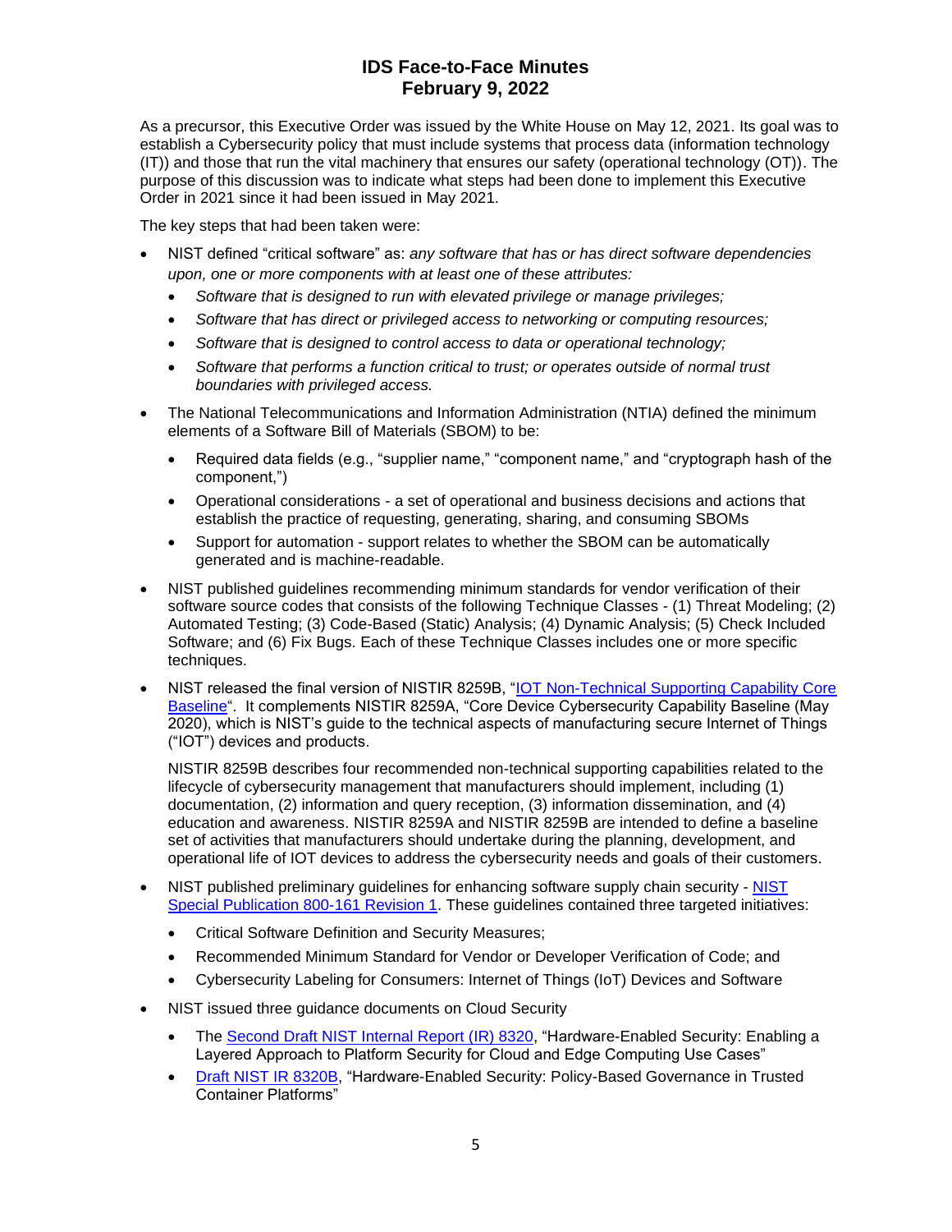As a precursor, this Executive Order was issued by the White House on May 12, 2021. Its goal was to establish a Cybersecurity policy that must include systems that process data (information technology (IT)) and those that run the vital machinery that ensures our safety (operational technology (OT)). The purpose of this discussion was to indicate what steps had been done to implement this Executive Order in 2021 since it had been issued in May 2021.

The key steps that had been taken were:

- NIST defined "critical software" as: *any software that has or has direct software dependencies upon, one or more components with at least one of these attributes:*
  - *Software that is designed to run with elevated privilege or manage privileges;*
  - *Software that has direct or privileged access to networking or computing resources;*
  - *Software that is designed to control access to data or operational technology;*
  - *Software that performs a function critical to trust; or operates outside of normal trust boundaries with privileged access.*
- The National Telecommunications and Information Administration (NTIA) defined the minimum elements of a Software Bill of Materials (SBOM) to be:
  - Required data fields (e.g., "supplier name," "component name," and "cryptograph hash of the component,")
  - Operational considerations - a set of operational and business decisions and actions that establish the practice of requesting, generating, sharing, and consuming SBOMs
  - Support for automation - support relates to whether the SBOM can be automatically generated and is machine-readable.
- NIST published guidelines recommending minimum standards for vendor verification of their software source codes that consists of the following Technique Classes - (1) Threat Modeling; (2) Automated Testing; (3) Code-Based (Static) Analysis; (4) Dynamic Analysis; (5) Check Included Software; and (6) Fix Bugs. Each of these Technique Classes includes one or more specific techniques.
- NIST released the final version of NISTIR 8259B, "IOT Non-Technical Supporting Capability Core Baseline". It complements NISTIR 8259A, "Core Device Cybersecurity Capability Baseline (May 2020), which is NIST's guide to the technical aspects of manufacturing secure Internet of Things ("IOT") devices and products.

  NISTIR 8259B describes four recommended non-technical supporting capabilities related to the lifecycle of cybersecurity management that manufacturers should implement, including (1) documentation, (2) information and query reception, (3) information dissemination, and (4) education and awareness. NISTIR 8259A and NISTIR 8259B are intended to define a baseline set of activities that manufacturers should undertake during the planning, development, and operational life of IOT devices to address the cybersecurity needs and goals of their customers.
- NIST published preliminary guidelines for enhancing software supply chain security - NIST Special Publication 800-161 Revision 1. These guidelines contained three targeted initiatives:
  - Critical Software Definition and Security Measures;
  - Recommended Minimum Standard for Vendor or Developer Verification of Code; and
  - Cybersecurity Labeling for Consumers: Internet of Things (IoT) Devices and Software
- NIST issued three guidance documents on Cloud Security
  - The Second Draft NIST Internal Report (IR) 8320, "Hardware-Enabled Security: Enabling a Layered Approach to Platform Security for Cloud and Edge Computing Use Cases"
  - Draft NIST IR 8320B, "Hardware-Enabled Security: Policy-Based Governance in Trusted Container Platforms"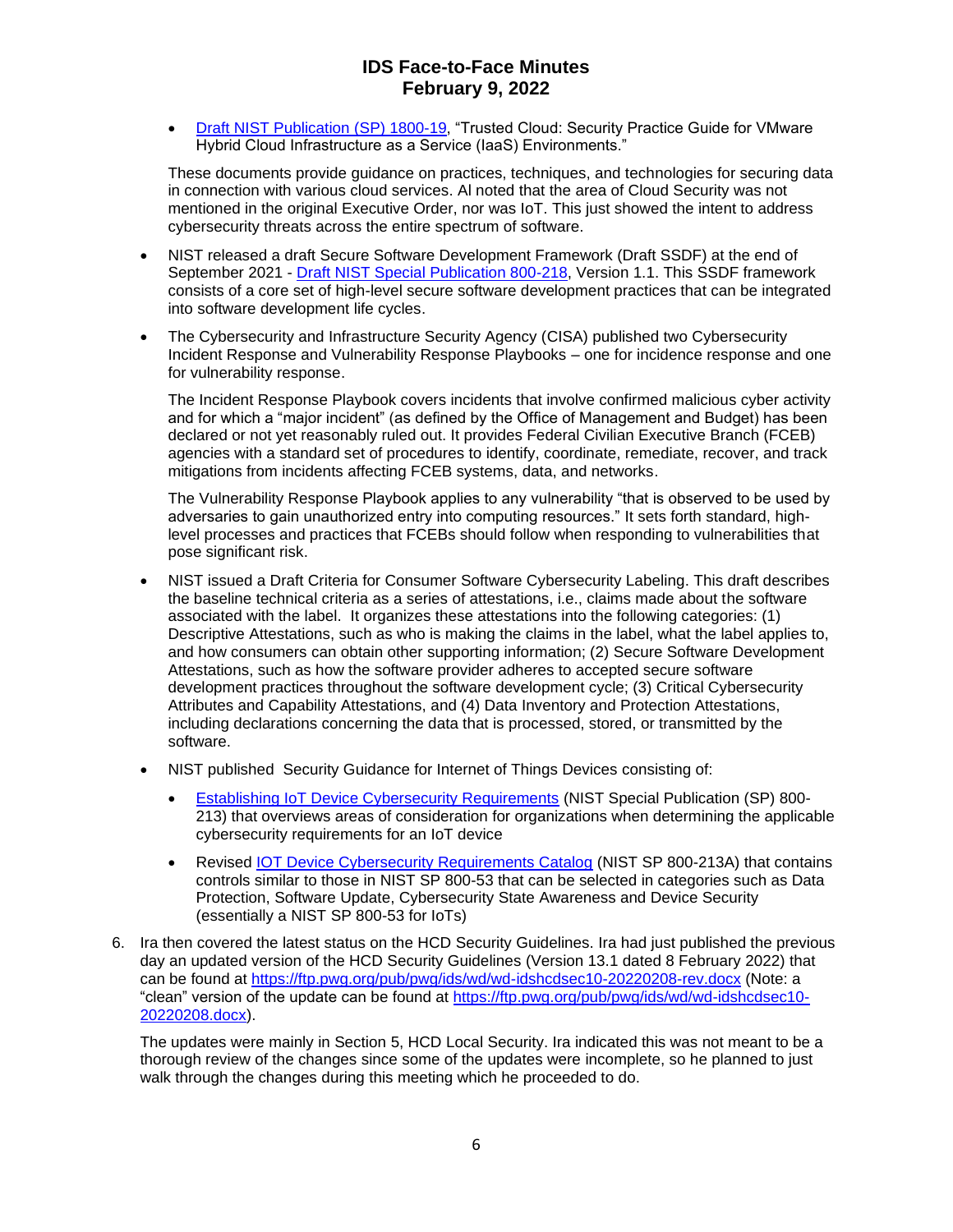- [Draft NIST Publication (SP) 1800-19](), "Trusted Cloud: Security Practice Guide for VMware Hybrid Cloud Infrastructure as a Service (IaaS) Environments."

  These documents provide guidance on practices, techniques, and technologies for securing data in connection with various cloud services. Al noted that the area of Cloud Security was not mentioned in the original Executive Order, nor was IoT. This just showed the intent to address cybersecurity threats across the entire spectrum of software.

- NIST released a draft Secure Software Development Framework (Draft SSDF) at the end of September 2021 - [Draft NIST Special Publication 800-218](), Version 1.1. This SSDF framework consists of a core set of high-level secure software development practices that can be integrated into software development life cycles.

- The Cybersecurity and Infrastructure Security Agency (CISA) published two Cybersecurity Incident Response and Vulnerability Response Playbooks – one for incidence response and one for vulnerability response.

  The Incident Response Playbook covers incidents that involve confirmed malicious cyber activity and for which a "major incident" (as defined by the Office of Management and Budget) has been declared or not yet reasonably ruled out. It provides Federal Civilian Executive Branch (FCEB) agencies with a standard set of procedures to identify, coordinate, remediate, recover, and track mitigations from incidents affecting FCEB systems, data, and networks.

  The Vulnerability Response Playbook applies to any vulnerability "that is observed to be used by adversaries to gain unauthorized entry into computing resources." It sets forth standard, high-level processes and practices that FCEBs should follow when responding to vulnerabilities that pose significant risk.

- NIST issued a Draft Criteria for Consumer Software Cybersecurity Labeling. This draft describes the baseline technical criteria as a series of attestations, i.e., claims made about the software associated with the label. It organizes these attestations into the following categories: (1) Descriptive Attestations, such as who is making the claims in the label, what the label applies to, and how consumers can obtain other supporting information; (2) Secure Software Development Attestations, such as how the software provider adheres to accepted secure software development practices throughout the software development cycle; (3) Critical Cybersecurity Attributes and Capability Attestations, and (4) Data Inventory and Protection Attestations, including declarations concerning the data that is processed, stored, or transmitted by the software.

- NIST published Security Guidance for Internet of Things Devices consisting of:
  - [Establishing IoT Device Cybersecurity Requirements]() (NIST Special Publication (SP) 800-213) that overviews areas of consideration for organizations when determining the applicable cybersecurity requirements for an IoT device
  - Revised [IOT Device Cybersecurity Requirements Catalog]() (NIST SP 800-213A) that contains controls similar to those in NIST SP 800-53 that can be selected in categories such as Data Protection, Software Update, Cybersecurity State Awareness and Device Security (essentially a NIST SP 800-53 for IoTs)

6. Ira then covered the latest status on the HCD Security Guidelines. Ira had just published the previous day an updated version of the HCD Security Guidelines (Version 13.1 dated 8 February 2022) that can be found at https://ftp.pwg.org/pub/pwg/ids/wd/wd-idshcdsec10-20220208-rev.docx (Note: a "clean" version of the update can be found at https://ftp.pwg.org/pub/pwg/ids/wd/wd-idshcdsec10-20220208.docx).

   The updates were mainly in Section 5, HCD Local Security. Ira indicated this was not meant to be a thorough review of the changes since some of the updates were incomplete, so he planned to just walk through the changes during this meeting which he proceeded to do.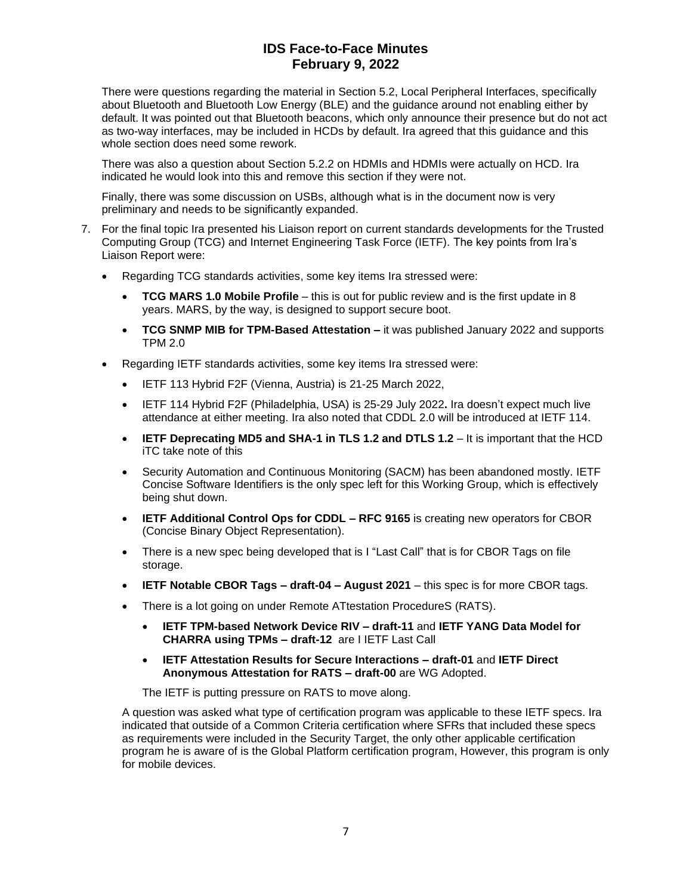There were questions regarding the material in Section 5.2, Local Peripheral Interfaces, specifically about Bluetooth and Bluetooth Low Energy (BLE) and the guidance around not enabling either by default. It was pointed out that Bluetooth beacons, which only announce their presence but do not act as two-way interfaces, may be included in HCDs by default. Ira agreed that this guidance and this whole section does need some rework.

There was also a question about Section 5.2.2 on HDMIs and HDMIs were actually on HCD. Ira indicated he would look into this and remove this section if they were not.

Finally, there was some discussion on USBs, although what is in the document now is very preliminary and needs to be significantly expanded.

7. For the final topic Ira presented his Liaison report on current standards developments for the Trusted Computing Group (TCG) and Internet Engineering Task Force (IETF). The key points from Ira's Liaison Report were:

   - Regarding TCG standards activities, some key items Ira stressed were:
     - **TCG MARS 1.0 Mobile Profile** – this is out for public review and is the first update in 8 years. MARS, by the way, is designed to support secure boot.
     - **TCG SNMP MIB for TPM-Based Attestation –** it was published January 2022 and supports TPM 2.0
   - Regarding IETF standards activities, some key items Ira stressed were:
     - IETF 113 Hybrid F2F (Vienna, Austria) is 21-25 March 2022,
     - IETF 114 Hybrid F2F (Philadelphia, USA) is 25-29 July 2022**.** Ira doesn't expect much live attendance at either meeting. Ira also noted that CDDL 2.0 will be introduced at IETF 114.
     - **IETF Deprecating MD5 and SHA-1 in TLS 1.2 and DTLS 1.2** – It is important that the HCD iTC take note of this
     - Security Automation and Continuous Monitoring (SACM) has been abandoned mostly. IETF Concise Software Identifiers is the only spec left for this Working Group, which is effectively being shut down.
     - **IETF Additional Control Ops for CDDL – RFC 9165** is creating new operators for CBOR (Concise Binary Object Representation).
     - There is a new spec being developed that is I "Last Call" that is for CBOR Tags on file storage.
     - **IETF Notable CBOR Tags – draft-04 – August 2021** – this spec is for more CBOR tags.
     - There is a lot going on under Remote ATtestation ProcedureS (RATS).
       - **IETF TPM-based Network Device RIV – draft-11** and **IETF YANG Data Model for CHARRA using TPMs – draft-12** are I IETF Last Call
       - **IETF Attestation Results for Secure Interactions – draft-01** and **IETF Direct Anonymous Attestation for RATS – draft-00** are WG Adopted.

     The IETF is putting pressure on RATS to move along.

   A question was asked what type of certification program was applicable to these IETF specs. Ira indicated that outside of a Common Criteria certification where SFRs that included these specs as requirements were included in the Security Target, the only other applicable certification program he is aware of is the Global Platform certification program, However, this program is only for mobile devices.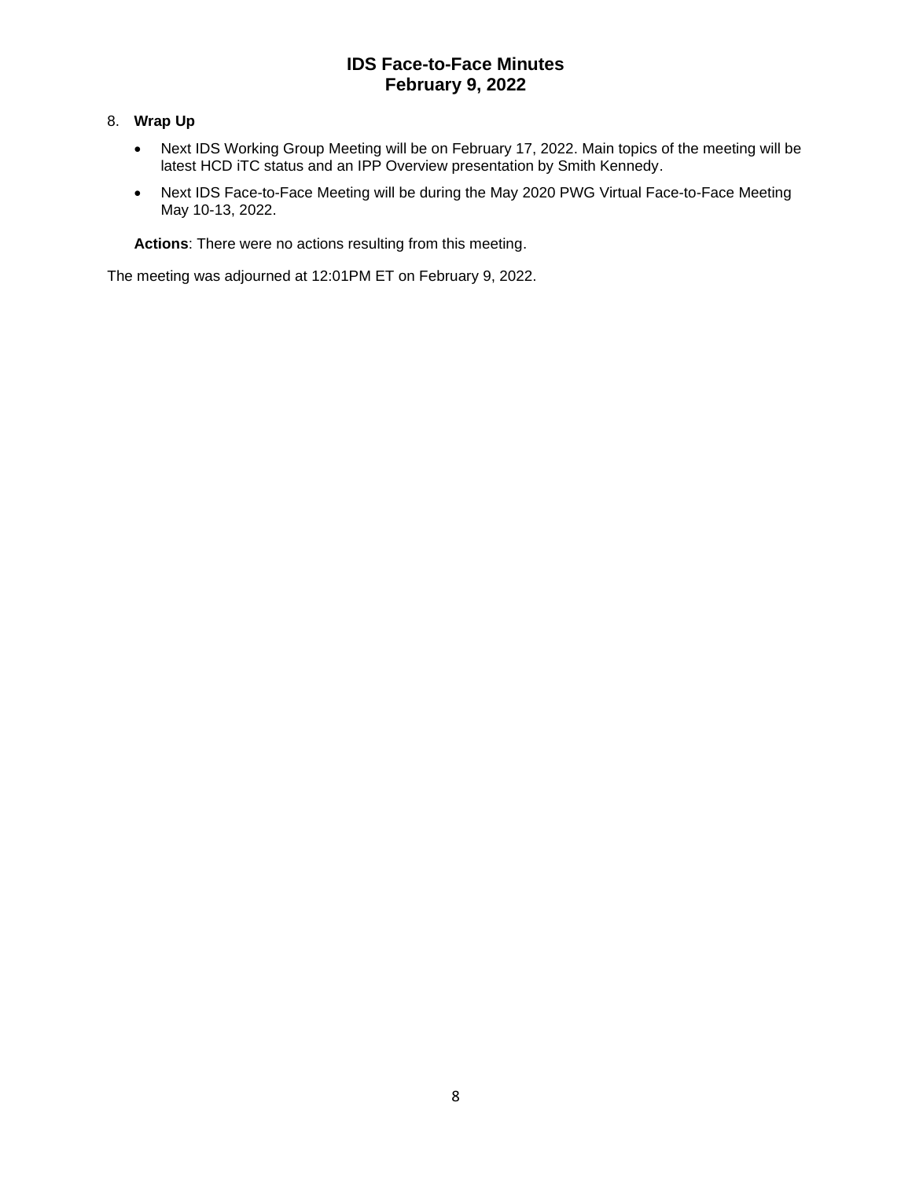8. **Wrap Up**

- Next IDS Working Group Meeting will be on February 17, 2022. Main topics of the meeting will be latest HCD iTC status and an IPP Overview presentation by Smith Kennedy.
- Next IDS Face-to-Face Meeting will be during the May 2020 PWG Virtual Face-to-Face Meeting May 10-13, 2022.

**Actions**: There were no actions resulting from this meeting.

The meeting was adjourned at 12:01PM ET on February 9, 2022.